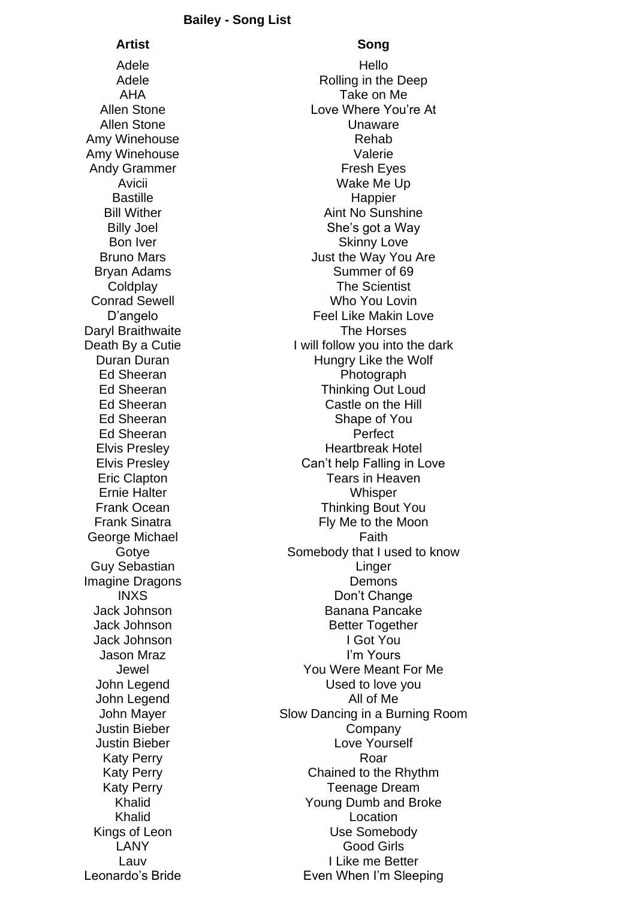**Bailey - Song List**

| Artist | Song |
|---|---|
| Adele | Hello |
| Adele | Rolling in the Deep |
| AHA | Take on Me |
| Allen Stone | Love Where You’re At |
| Allen Stone | Unaware |
| Amy Winehouse | Rehab |
| Amy Winehouse | Valerie |
| Andy Grammer | Fresh Eyes |
| Avicii | Wake Me Up |
| Bastille | Happier |
| Bill Wither | Aint No Sunshine |
| Billy Joel | She’s got a Way |
| Bon Iver | Skinny Love |
| Bruno Mars | Just the Way You Are |
| Bryan Adams | Summer of 69 |
| Coldplay | The Scientist |
| Conrad Sewell | Who You Lovin |
| D’angelo | Feel Like Makin Love |
| Daryl Braithwaite | The Horses |
| Death By a Cutie | I will follow you into the dark |
| Duran Duran | Hungry Like the Wolf |
| Ed Sheeran | Photograph |
| Ed Sheeran | Thinking Out Loud |
| Ed Sheeran | Castle on the Hill |
| Ed Sheeran | Shape of You |
| Ed Sheeran | Perfect |
| Elvis Presley | Heartbreak Hotel |
| Elvis Presley | Can’t help Falling in Love |
| Eric Clapton | Tears in Heaven |
| Ernie Halter | Whisper |
| Frank Ocean | Thinking Bout You |
| Frank Sinatra | Fly Me to the Moon |
| George Michael | Faith |
| Gotye | Somebody that I used to know |
| Guy Sebastian | Linger |
| Imagine Dragons | Demons |
| INXS | Don’t Change |
| Jack Johnson | Banana Pancake |
| Jack Johnson | Better Together |
| Jack Johnson | I Got You |
| Jason Mraz | I’m Yours |
| Jewel | You Were Meant For Me |
| John Legend | Used to love you |
| John Legend | All of Me |
| John Mayer | Slow Dancing in a Burning Room |
| Justin Bieber | Company |
| Justin Bieber | Love Yourself |
| Katy Perry | Roar |
| Katy Perry | Chained to the Rhythm |
| Katy Perry | Teenage Dream |
| Khalid | Young Dumb and Broke |
| Khalid | Location |
| Kings of Leon | Use Somebody |
| LANY | Good Girls |
| Lauv | I Like me Better |
| Leonardo’s Bride | Even When I’m Sleeping |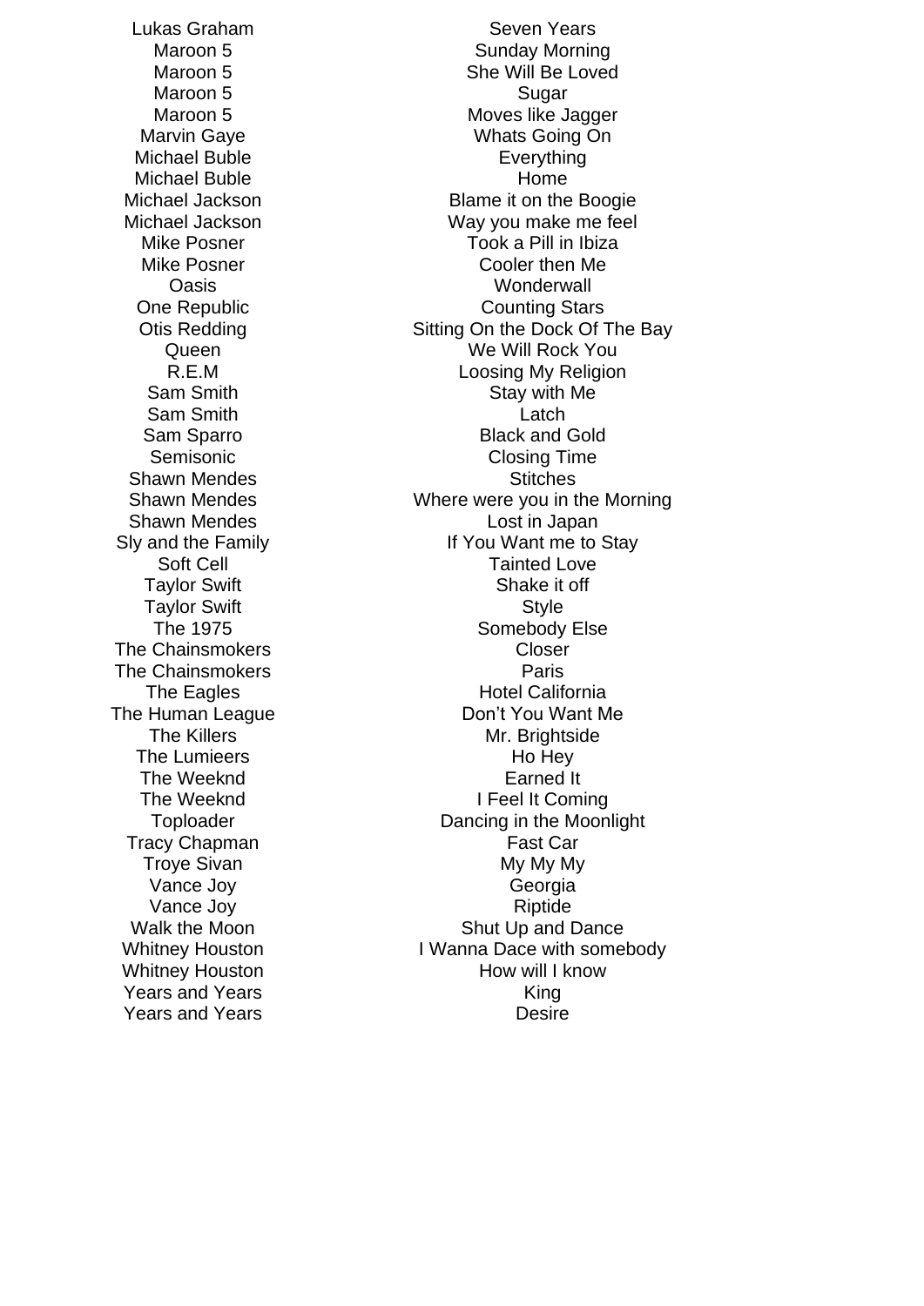| | |
|---|---|
| Lukas Graham | Seven Years |
| Maroon 5 | Sunday Morning |
| Maroon 5 | She Will Be Loved |
| Maroon 5 | Sugar |
| Maroon 5 | Moves like Jagger |
| Marvin Gaye | Whats Going On |
| Michael Buble | Everything |
| Michael Buble | Home |
| Michael Jackson | Blame it on the Boogie |
| Michael Jackson | Way you make me feel |
| Mike Posner | Took a Pill in Ibiza |
| Mike Posner | Cooler then Me |
| Oasis | Wonderwall |
| One Republic | Counting Stars |
| Otis Redding | Sitting On the Dock Of The Bay |
| Queen | We Will Rock You |
| R.E.M | Loosing My Religion |
| Sam Smith | Stay with Me |
| Sam Smith | Latch |
| Sam Sparro | Black and Gold |
| Semisonic | Closing Time |
| Shawn Mendes | Stitches |
| Shawn Mendes | Where were you in the Morning |
| Shawn Mendes | Lost in Japan |
| Sly and the Family | If You Want me to Stay |
| Soft Cell | Tainted Love |
| Taylor Swift | Shake it off |
| Taylor Swift | Style |
| The 1975 | Somebody Else |
| The Chainsmokers | Closer |
| The Chainsmokers | Paris |
| The Eagles | Hotel California |
| The Human League | Don't You Want Me |
| The Killers | Mr. Brightside |
| The Lumieers | Ho Hey |
| The Weeknd | Earned It |
| The Weeknd | I Feel It Coming |
| Toploader | Dancing in the Moonlight |
| Tracy Chapman | Fast Car |
| Troye Sivan | My My My |
| Vance Joy | Georgia |
| Vance Joy | Riptide |
| Walk the Moon | Shut Up and Dance |
| Whitney Houston | I Wanna Dace with somebody |
| Whitney Houston | How will I know |
| Years and Years | King |
| Years and Years | Desire |